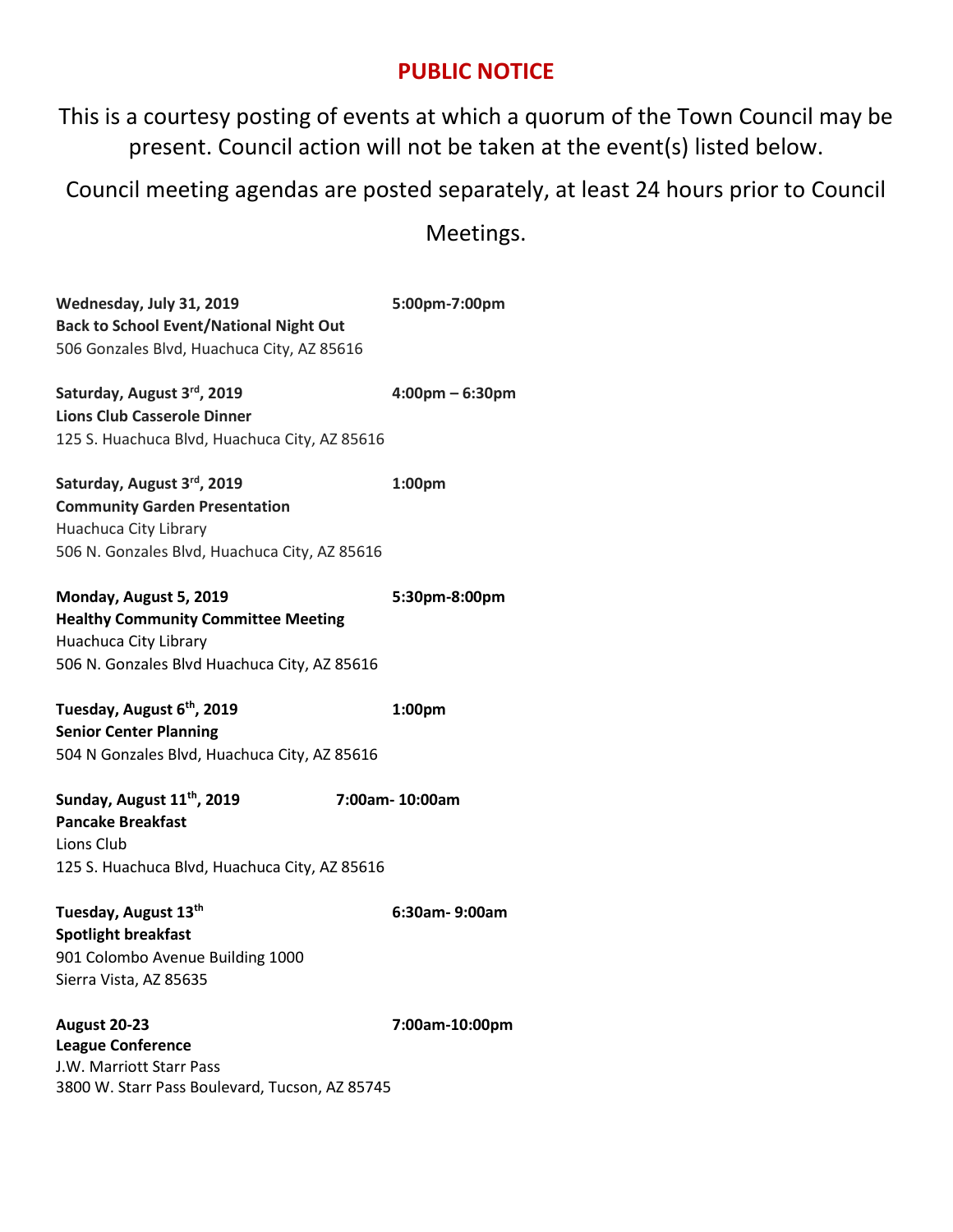# PUBLIC NOTICE

This is a courtesy posting of events at which a quorum of the Town Council may be present. Council action will not be taken at the event(s) listed below.

Council meeting agendas are posted separately, at least 24 hours prior to Council Meetings.

**Wednesday, July 31, 2019** **5:00pm-7:00pm**
**Back to School Event/National Night Out**
506 Gonzales Blvd, Huachuca City, AZ 85616

**Saturday, August 3rd, 2019** **4:00pm – 6:30pm**
**Lions Club Casserole Dinner**
125 S. Huachuca Blvd, Huachuca City, AZ 85616

**Saturday, August 3rd, 2019** **1:00pm**
**Community Garden Presentation**
Huachuca City Library
506 N. Gonzales Blvd, Huachuca City, AZ 85616

**Monday, August 5, 2019** **5:30pm-8:00pm**
**Healthy Community Committee Meeting**
Huachuca City Library
506 N. Gonzales Blvd Huachuca City, AZ 85616

**Tuesday, August 6th, 2019** **1:00pm**
**Senior Center Planning**
504 N Gonzales Blvd, Huachuca City, AZ 85616

**Sunday, August 11th, 2019** **7:00am- 10:00am**
**Pancake Breakfast**
Lions Club
125 S. Huachuca Blvd, Huachuca City, AZ 85616

**Tuesday, August 13th** **6:30am- 9:00am**
**Spotlight breakfast**
901 Colombo Avenue Building 1000
Sierra Vista, AZ 85635

**August 20-23** **7:00am-10:00pm**
**League Conference**
J.W. Marriott Starr Pass
3800 W. Starr Pass Boulevard, Tucson, AZ 85745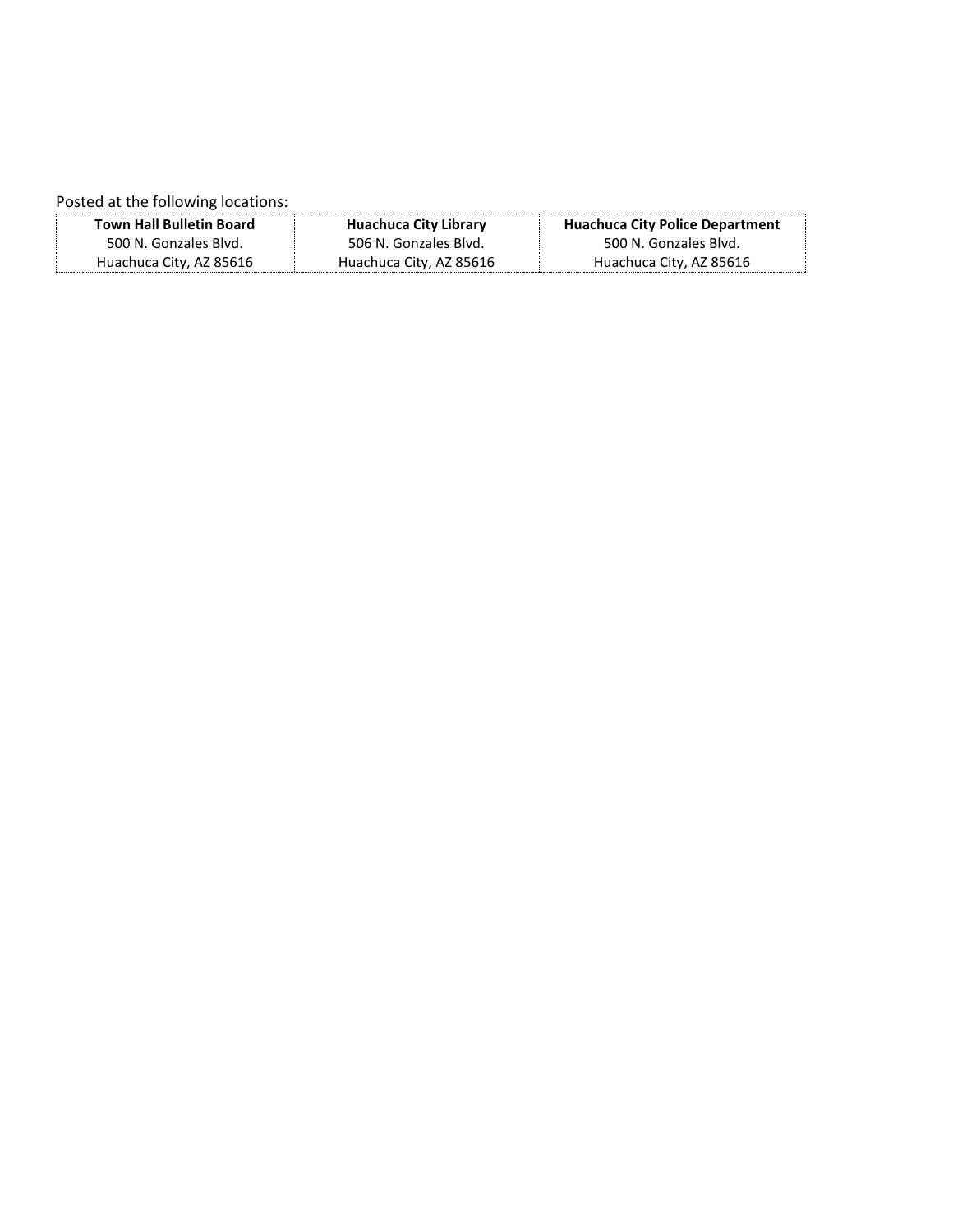Posted at the following locations:

| **Town Hall Bulletin Board** | **Huachuca City Library** | **Huachuca City Police Department** |
| --- | --- | --- |
| 500 N. Gonzales Blvd.<br>Huachuca City, AZ 85616 | 506 N. Gonzales Blvd.<br>Huachuca City, AZ 85616 | 500 N. Gonzales Blvd.<br>Huachuca City, AZ 85616 |